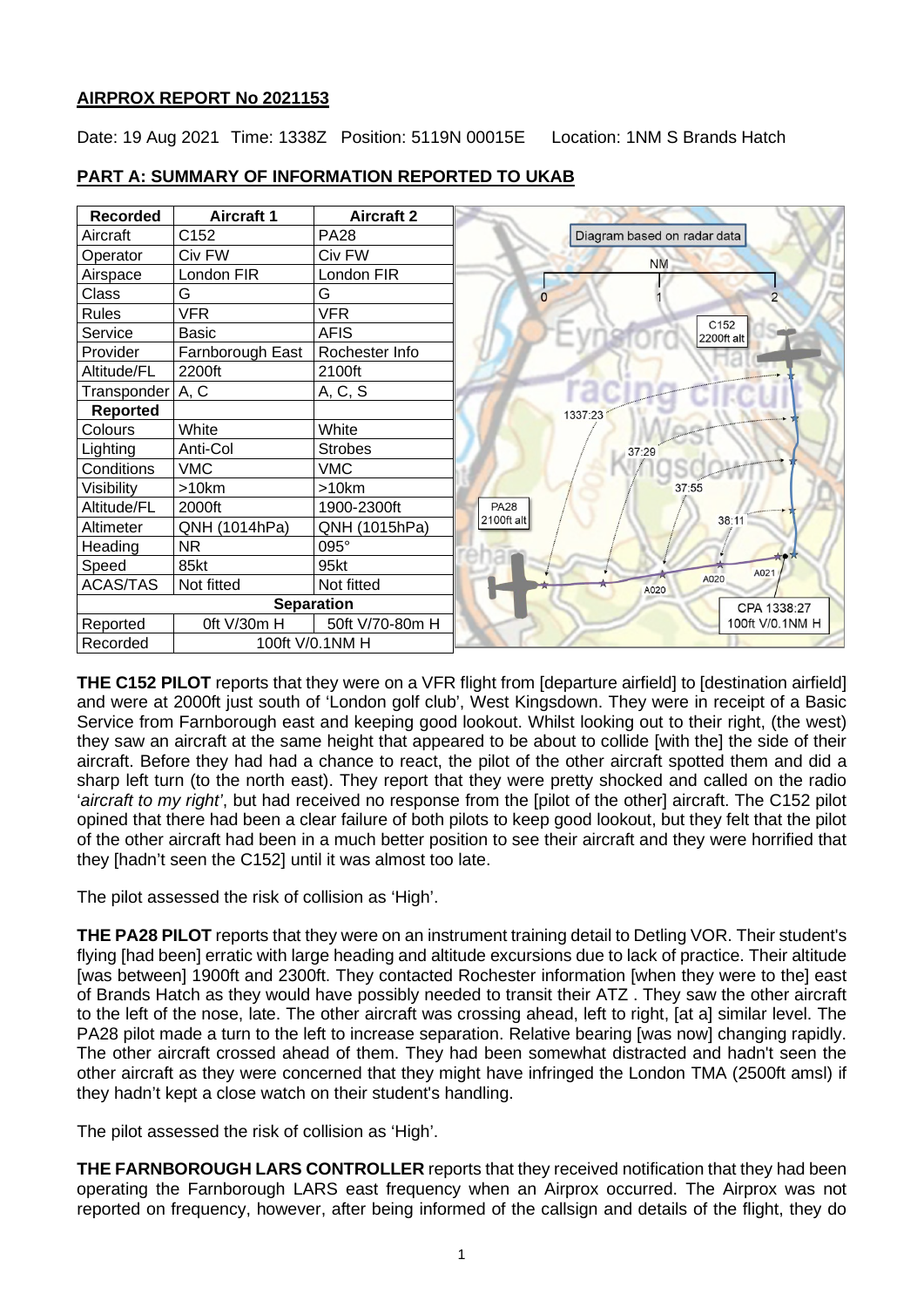## AIRPROX REPORT No 2021153

Date: 19 Aug 2021 Time: 1338Z Position: 5119N 00015E Location: 1NM S Brands Hatch

### PART A: SUMMARY OF INFORMATION REPORTED TO UKAB

| Recorded | Aircraft 1 | Aircraft 2 |
|---|---|---|
| Aircraft | C152 | PA28 |
| Operator | Civ FW | Civ FW |
| Airspace | London FIR | London FIR |
| Class | G | G |
| Rules | VFR | VFR |
| Service | Basic | AFIS |
| Provider | Farnborough East | Rochester Info |
| Altitude/FL | 2200ft | 2100ft |
| Transponder | A, C | A, C, S |
| **Reported** | | |
| Colours | White | White |
| Lighting | Anti-Col | Strobes |
| Conditions | VMC | VMC |
| Visibility | >10km | >10km |
| Altitude/FL | 2000ft | 1900-2300ft |
| Altimeter | QNH (1014hPa) | QNH (1015hPa) |
| Heading | NR | 095° |
| Speed | 85kt | 95kt |
| ACAS/TAS | Not fitted | Not fitted |
| **Separation** | | |
| Reported | 0ft V/30m H | 50ft V/70-80m H |
| Recorded | 100ft V/0.1NM H | |

Diagram based on radar data

C152 2200ft alt; PA28 2100ft alt; 1337:23; 37:29; 37:55; 38:11; A020; A020; A021; CPA 1338:27 100ft V/0.1NM H

**THE C152 PILOT** reports that they were on a VFR flight from [departure airfield] to [destination airfield] and were at 2000ft just south of 'London golf club', West Kingsdown. They were in receipt of a Basic Service from Farnborough east and keeping good lookout. Whilst looking out to their right, (the west) they saw an aircraft at the same height that appeared to be about to collide [with the] the side of their aircraft. Before they had had a chance to react, the pilot of the other aircraft spotted them and did a sharp left turn (to the north east). They report that they were pretty shocked and called on the radio '*aircraft to my right*', but had received no response from the [pilot of the other] aircraft. The C152 pilot opined that there had been a clear failure of both pilots to keep good lookout, but they felt that the pilot of the other aircraft had been in a much better position to see their aircraft and they were horrified that they [hadn't seen the C152] until it was almost too late.

The pilot assessed the risk of collision as 'High'.

**THE PA28 PILOT** reports that they were on an instrument training detail to Detling VOR. Their student's flying [had been] erratic with large heading and altitude excursions due to lack of practice. Their altitude [was between] 1900ft and 2300ft. They contacted Rochester information [when they were to the] east of Brands Hatch as they would have possibly needed to transit their ATZ . They saw the other aircraft to the left of the nose, late. The other aircraft was crossing ahead, left to right, [at a] similar level. The PA28 pilot made a turn to the left to increase separation. Relative bearing [was now] changing rapidly. The other aircraft crossed ahead of them. They had been somewhat distracted and hadn't seen the other aircraft as they were concerned that they might have infringed the London TMA (2500ft amsl) if they hadn't kept a close watch on their student's handling.

The pilot assessed the risk of collision as 'High'.

**THE FARNBOROUGH LARS CONTROLLER** reports that they received notification that they had been operating the Farnborough LARS east frequency when an Airprox occurred. The Airprox was not reported on frequency, however, after being informed of the callsign and details of the flight, they do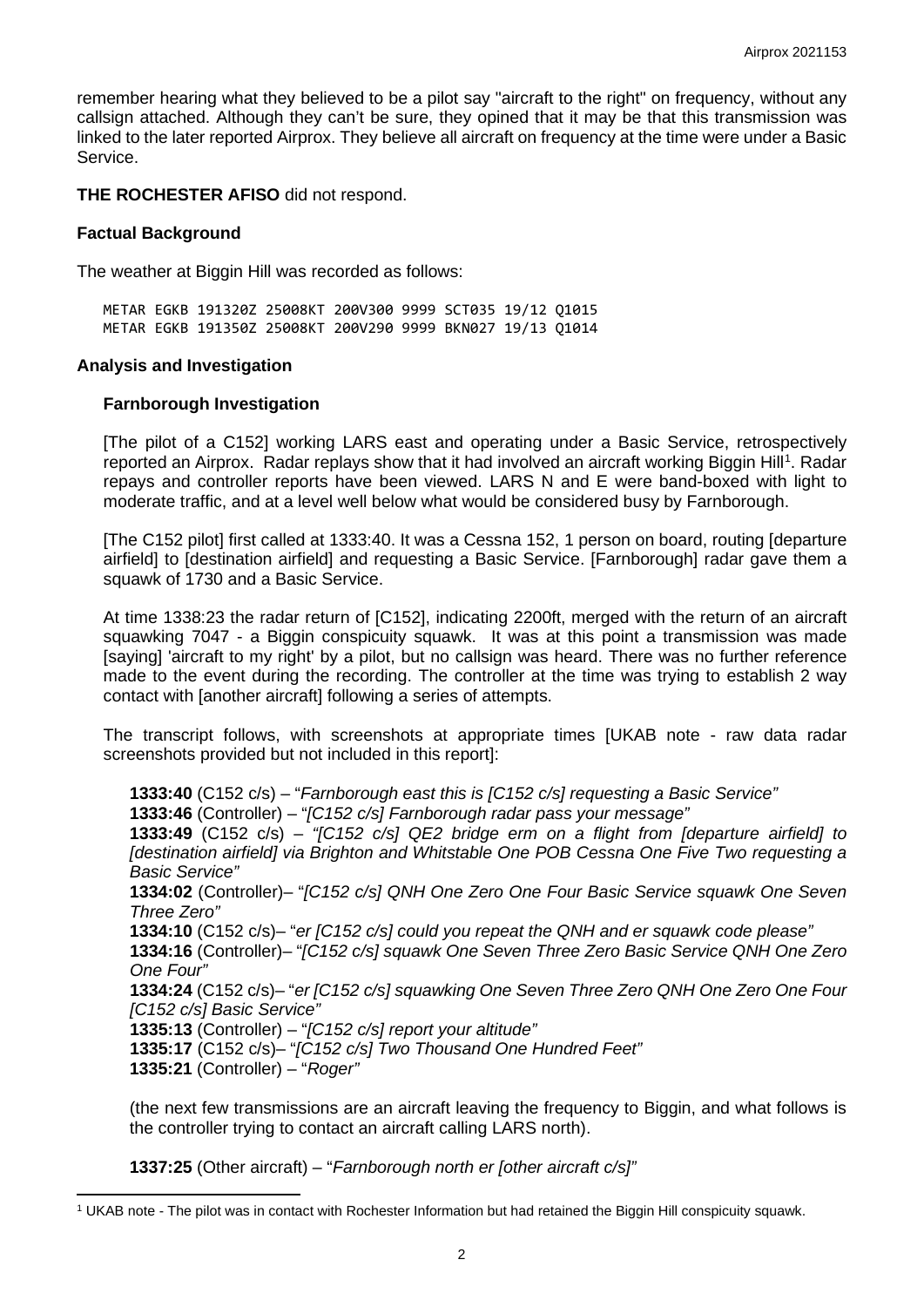remember hearing what they believed to be a pilot say "aircraft to the right" on frequency, without any callsign attached. Although they can't be sure, they opined that it may be that this transmission was linked to the later reported Airprox. They believe all aircraft on frequency at the time were under a Basic Service.

**THE ROCHESTER AFISO** did not respond.

### Factual Background

The weather at Biggin Hill was recorded as follows:

```
METAR EGKB 191320Z 25008KT 200V300 9999 SCT035 19/12 Q1015
METAR EGKB 191350Z 25008KT 200V290 9999 BKN027 19/13 Q1014
```

### Analysis and Investigation

#### Farnborough Investigation

[The pilot of a C152] working LARS east and operating under a Basic Service, retrospectively reported an Airprox. Radar replays show that it had involved an aircraft working Biggin Hill[1]. Radar repays and controller reports have been viewed. LARS N and E were band-boxed with light to moderate traffic, and at a level well below what would be considered busy by Farnborough.

[The C152 pilot] first called at 1333:40. It was a Cessna 152, 1 person on board, routing [departure airfield] to [destination airfield] and requesting a Basic Service. [Farnborough] radar gave them a squawk of 1730 and a Basic Service.

At time 1338:23 the radar return of [C152], indicating 2200ft, merged with the return of an aircraft squawking 7047 - a Biggin conspicuity squawk. It was at this point a transmission was made [saying] 'aircraft to my right' by a pilot, but no callsign was heard. There was no further reference made to the event during the recording. The controller at the time was trying to establish 2 way contact with [another aircraft] following a series of attempts.

The transcript follows, with screenshots at appropriate times [UKAB note - raw data radar screenshots provided but not included in this report]:

**1333:40** (C152 c/s) – "*Farnborough east this is [C152 c/s] requesting a Basic Service*"
**1333:46** (Controller) – "*[C152 c/s] Farnborough radar pass your message*"
**1333:49** (C152 c/s) – *"[C152 c/s] QE2 bridge erm on a flight from [departure airfield] to [destination airfield] via Brighton and Whitstable One POB Cessna One Five Two requesting a Basic Service"*
**1334:02** (Controller)– "*[C152 c/s] QNH One Zero One Four Basic Service squawk One Seven Three Zero"*
**1334:10** (C152 c/s)– "*er [C152 c/s] could you repeat the QNH and er squawk code please"*
**1334:16** (Controller)– "*[C152 c/s] squawk One Seven Three Zero Basic Service QNH One Zero One Four"*
**1334:24** (C152 c/s)– "*er [C152 c/s] squawking One Seven Three Zero QNH One Zero One Four [C152 c/s] Basic Service"*
**1335:13** (Controller) – "*[C152 c/s] report your altitude"*
**1335:17** (C152 c/s)– "*[C152 c/s] Two Thousand One Hundred Feet"*
**1335:21** (Controller) – "*Roger"*

(the next few transmissions are an aircraft leaving the frequency to Biggin, and what follows is the controller trying to contact an aircraft calling LARS north).

**1337:25** (Other aircraft) – "*Farnborough north er [other aircraft c/s]"*

[1] UKAB note - The pilot was in contact with Rochester Information but had retained the Biggin Hill conspicuity squawk.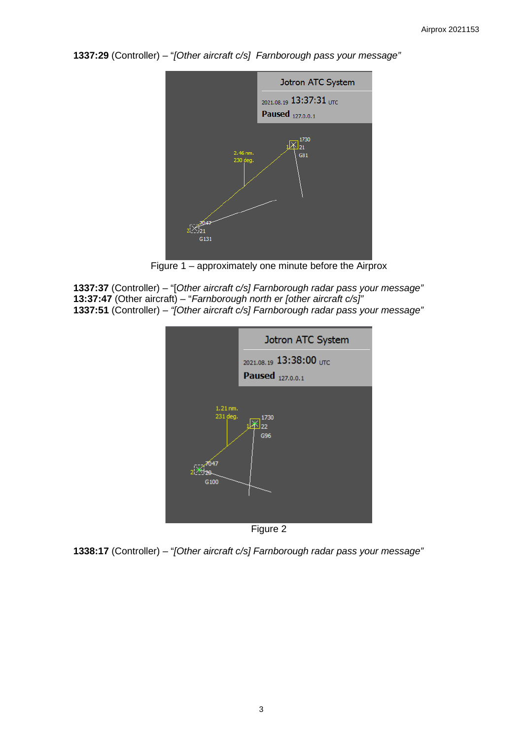**1337:29** (Controller) – “*[Other aircraft c/s]  Farnborough pass your message”*

Figure 1 – approximately one minute before the Airprox

**1337:37** (Controller) – “[*Other aircraft c/s] Farnborough radar pass your message”*
**13:37:47** (Other aircraft) – “*Farnborough north er [other aircraft c/s]”*
**1337:51** (Controller) – *“[Other aircraft c/s] Farnborough radar pass your message”*

Figure 2

**1338:17** (Controller) – “*[Other aircraft c/s] Farnborough radar pass your message”*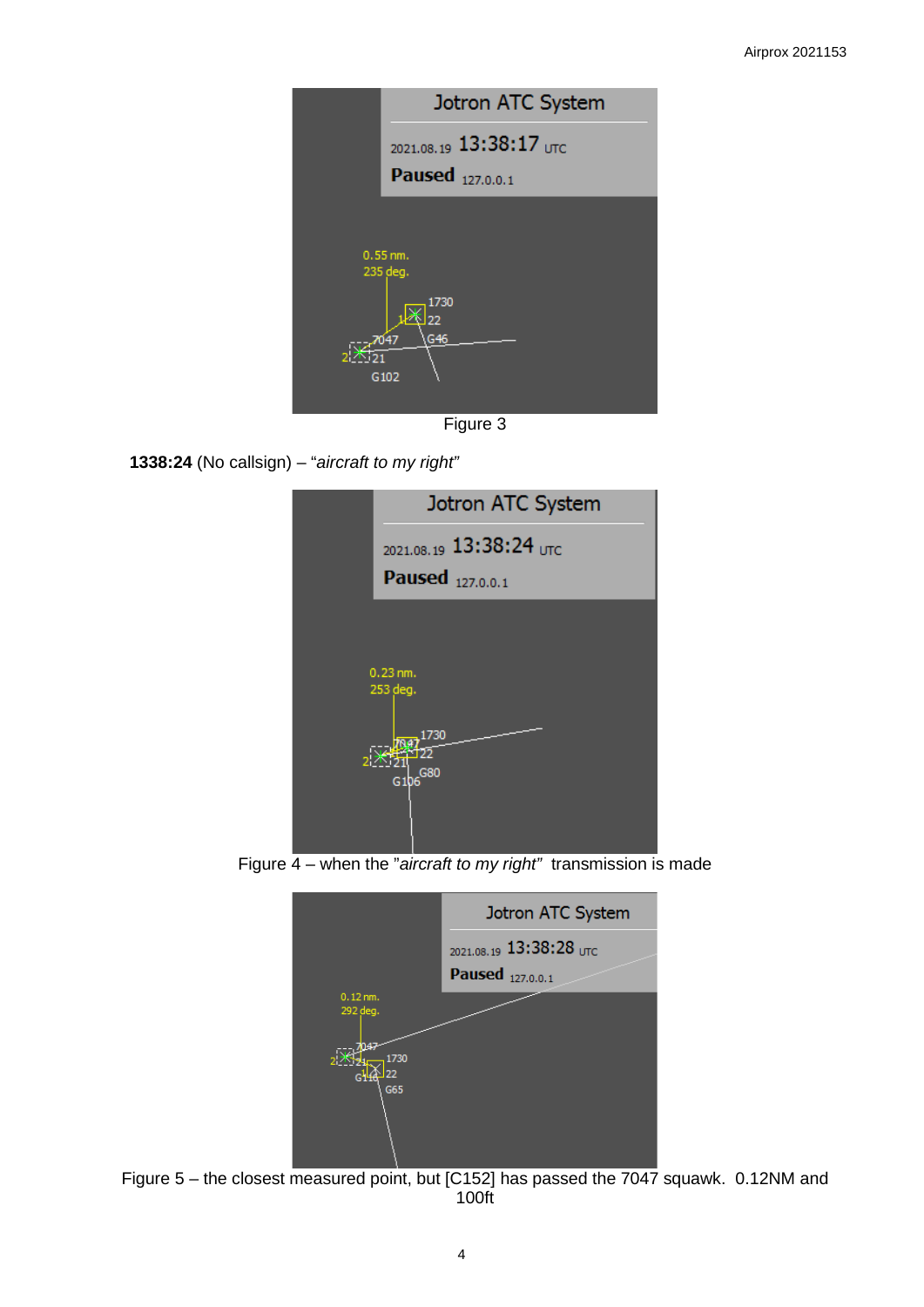Figure 3

**1338:24** (No callsign) – "*aircraft to my right*"

Figure 4 – when the "*aircraft to my right*" transmission is made

Figure 5 – the closest measured point, but [C152] has passed the 7047 squawk. 0.12NM and 100ft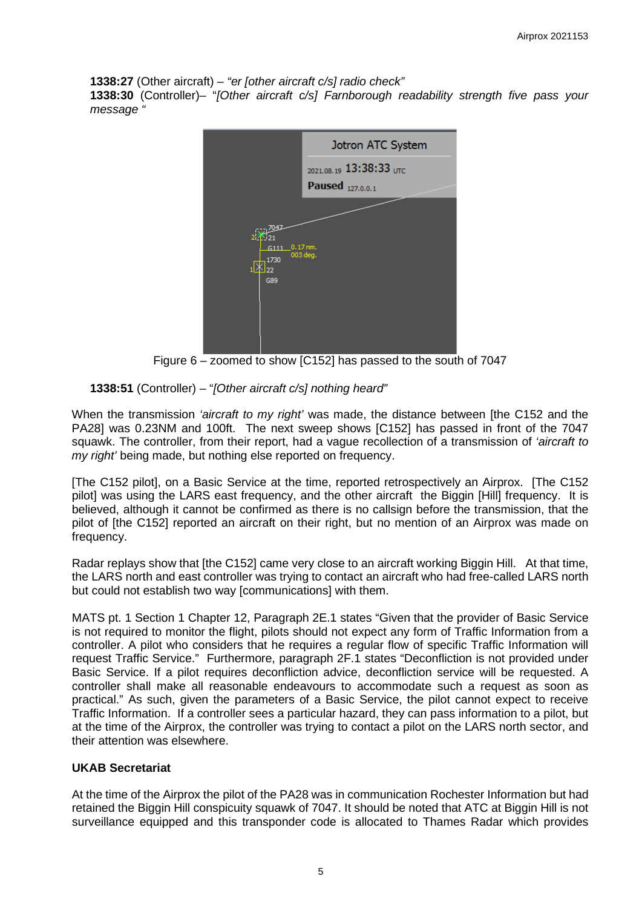**1338:27** (Other aircraft) – *"er [other aircraft c/s] radio check"*
**1338:30** (Controller)– "*[Other aircraft c/s] Farnborough readability strength five pass your message "*

Figure 6 – zoomed to show [C152] has passed to the south of 7047

**1338:51** (Controller) – "*[Other aircraft c/s] nothing heard"*

When the transmission *'aircraft to my right'* was made, the distance between [the C152 and the PA28] was 0.23NM and 100ft. The next sweep shows [C152] has passed in front of the 7047 squawk. The controller, from their report, had a vague recollection of a transmission of *'aircraft to my right'* being made, but nothing else reported on frequency.

[The C152 pilot], on a Basic Service at the time, reported retrospectively an Airprox. [The C152 pilot] was using the LARS east frequency, and the other aircraft the Biggin [Hill] frequency. It is believed, although it cannot be confirmed as there is no callsign before the transmission, that the pilot of [the C152] reported an aircraft on their right, but no mention of an Airprox was made on frequency.

Radar replays show that [the C152] came very close to an aircraft working Biggin Hill. At that time, the LARS north and east controller was trying to contact an aircraft who had free-called LARS north but could not establish two way [communications] with them.

MATS pt. 1 Section 1 Chapter 12, Paragraph 2E.1 states "Given that the provider of Basic Service is not required to monitor the flight, pilots should not expect any form of Traffic Information from a controller. A pilot who considers that he requires a regular flow of specific Traffic Information will request Traffic Service." Furthermore, paragraph 2F.1 states "Deconfliction is not provided under Basic Service. If a pilot requires deconfliction advice, deconfliction service will be requested. A controller shall make all reasonable endeavours to accommodate such a request as soon as practical." As such, given the parameters of a Basic Service, the pilot cannot expect to receive Traffic Information. If a controller sees a particular hazard, they can pass information to a pilot, but at the time of the Airprox, the controller was trying to contact a pilot on the LARS north sector, and their attention was elsewhere.

**UKAB Secretariat**

At the time of the Airprox the pilot of the PA28 was in communication Rochester Information but had retained the Biggin Hill conspicuity squawk of 7047. It should be noted that ATC at Biggin Hill is not surveillance equipped and this transponder code is allocated to Thames Radar which provides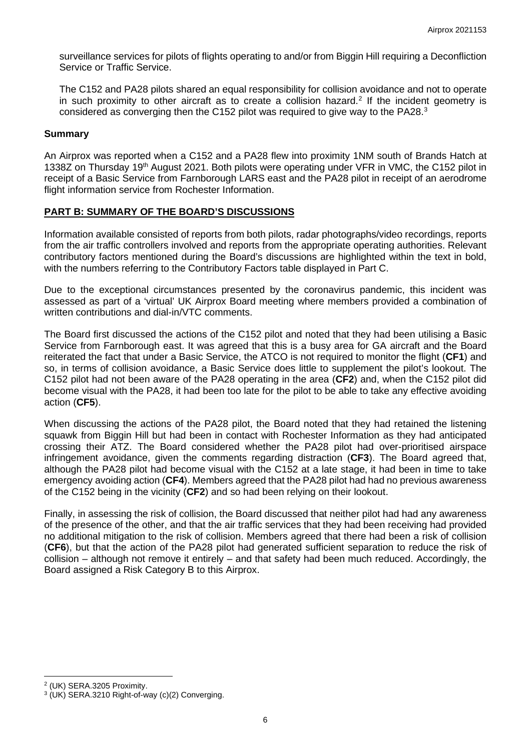surveillance services for pilots of flights operating to and/or from Biggin Hill requiring a Deconfliction Service or Traffic Service.

The C152 and PA28 pilots shared an equal responsibility for collision avoidance and not to operate in such proximity to other aircraft as to create a collision hazard.[2] If the incident geometry is considered as converging then the C152 pilot was required to give way to the PA28.[3]

## Summary

An Airprox was reported when a C152 and a PA28 flew into proximity 1NM south of Brands Hatch at 1338Z on Thursday 19th August 2021. Both pilots were operating under VFR in VMC, the C152 pilot in receipt of a Basic Service from Farnborough LARS east and the PA28 pilot in receipt of an aerodrome flight information service from Rochester Information.

## PART B: SUMMARY OF THE BOARD'S DISCUSSIONS

Information available consisted of reports from both pilots, radar photographs/video recordings, reports from the air traffic controllers involved and reports from the appropriate operating authorities. Relevant contributory factors mentioned during the Board's discussions are highlighted within the text in bold, with the numbers referring to the Contributory Factors table displayed in Part C.

Due to the exceptional circumstances presented by the coronavirus pandemic, this incident was assessed as part of a 'virtual' UK Airprox Board meeting where members provided a combination of written contributions and dial-in/VTC comments.

The Board first discussed the actions of the C152 pilot and noted that they had been utilising a Basic Service from Farnborough east. It was agreed that this is a busy area for GA aircraft and the Board reiterated the fact that under a Basic Service, the ATCO is not required to monitor the flight (**CF1**) and so, in terms of collision avoidance, a Basic Service does little to supplement the pilot's lookout. The C152 pilot had not been aware of the PA28 operating in the area (**CF2**) and, when the C152 pilot did become visual with the PA28, it had been too late for the pilot to be able to take any effective avoiding action (**CF5**).

When discussing the actions of the PA28 pilot, the Board noted that they had retained the listening squawk from Biggin Hill but had been in contact with Rochester Information as they had anticipated crossing their ATZ. The Board considered whether the PA28 pilot had over-prioritised airspace infringement avoidance, given the comments regarding distraction (**CF3**). The Board agreed that, although the PA28 pilot had become visual with the C152 at a late stage, it had been in time to take emergency avoiding action (**CF4**). Members agreed that the PA28 pilot had had no previous awareness of the C152 being in the vicinity (**CF2**) and so had been relying on their lookout.

Finally, in assessing the risk of collision, the Board discussed that neither pilot had had any awareness of the presence of the other, and that the air traffic services that they had been receiving had provided no additional mitigation to the risk of collision. Members agreed that there had been a risk of collision (**CF6**), but that the action of the PA28 pilot had generated sufficient separation to reduce the risk of collision – although not remove it entirely – and that safety had been much reduced. Accordingly, the Board assigned a Risk Category B to this Airprox.

---

[2] (UK) SERA.3205 Proximity.

[3] (UK) SERA.3210 Right-of-way (c)(2) Converging.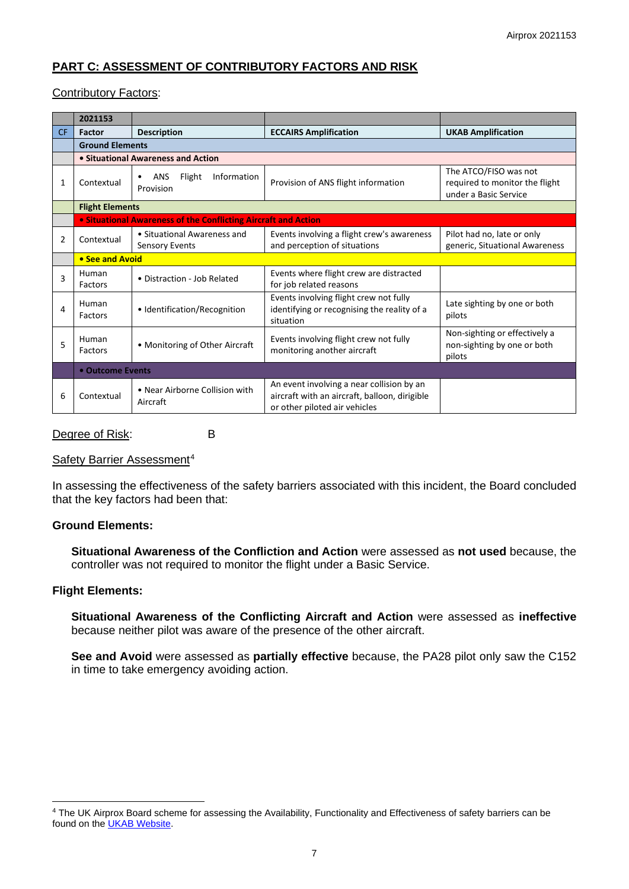## PART C: ASSESSMENT OF CONTRIBUTORY FACTORS AND RISK

Contributory Factors:

| | 2021153 | | | |
|---|---|---|---|---|
| CF | Factor | Description | ECCAIRS Amplification | UKAB Amplification |
| | **Ground Elements** | | | |
| | **• Situational Awareness and Action** | | | |
| 1 | Contextual | • ANS Flight Information Provision | Provision of ANS flight information | The ATCO/FISO was not required to monitor the flight under a Basic Service |
| | **Flight Elements** | | | |
| | **• Situational Awareness of the Conflicting Aircraft and Action** | | | |
| 2 | Contextual | • Situational Awareness and Sensory Events | Events involving a flight crew's awareness and perception of situations | Pilot had no, late or only generic, Situational Awareness |
| | **• See and Avoid** | | | |
| 3 | Human Factors | • Distraction - Job Related | Events where flight crew are distracted for job related reasons | |
| 4 | Human Factors | • Identification/Recognition | Events involving flight crew not fully identifying or recognising the reality of a situation | Late sighting by one or both pilots |
| 5 | Human Factors | • Monitoring of Other Aircraft | Events involving flight crew not fully monitoring another aircraft | Non-sighting or effectively a non-sighting by one or both pilots |
| | **• Outcome Events** | | | |
| 6 | Contextual | • Near Airborne Collision with Aircraft | An event involving a near collision by an aircraft with an aircraft, balloon, dirigible or other piloted air vehicles | |

Degree of Risk: B

Safety Barrier Assessment[4]

In assessing the effectiveness of the safety barriers associated with this incident, the Board concluded that the key factors had been that:

**Ground Elements:**

**Situational Awareness of the Confliction and Action** were assessed as **not used** because, the controller was not required to monitor the flight under a Basic Service.

**Flight Elements:**

**Situational Awareness of the Conflicting Aircraft and Action** were assessed as **ineffective** because neither pilot was aware of the presence of the other aircraft.

**See and Avoid** were assessed as **partially effective** because, the PA28 pilot only saw the C152 in time to take emergency avoiding action.

---

[4] The UK Airprox Board scheme for assessing the Availability, Functionality and Effectiveness of safety barriers can be found on the UKAB Website.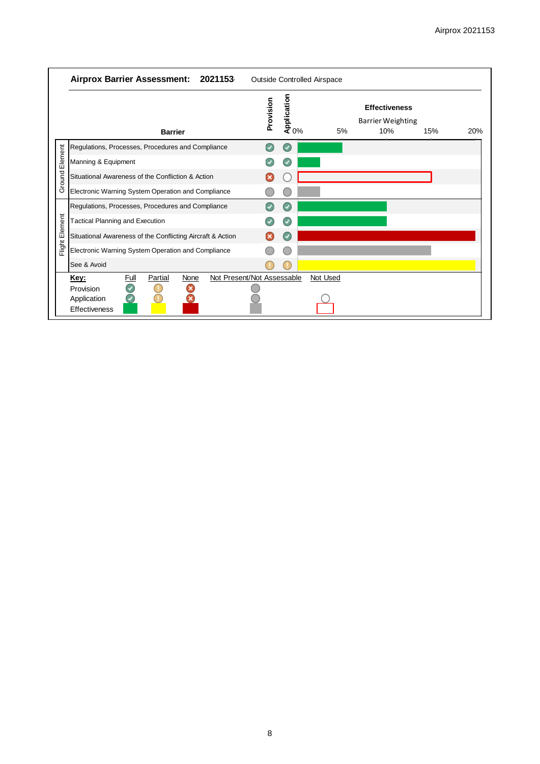**Airprox Barrier Assessment: 2021153** Outside Controlled Airspace

Barrier

Provision

Application

Effectiveness

Barrier Weighting

0% 5% 10% 15% 20%

Ground Element

Regulations, Processes, Procedures and Compliance

Manning & Equipment

Situational Awareness of the Confliction & Action

Electronic Warning System Operation and Compliance

Flight Element

Regulations, Processes, Procedures and Compliance

Tactical Planning and Execution

Situational Awareness of the Conflicting Aircraft & Action

Electronic Warning System Operation and Compliance

See & Avoid

**Key:** Full Partial None Not Present/Not Assessable Not Used

Provision

Application

Effectiveness